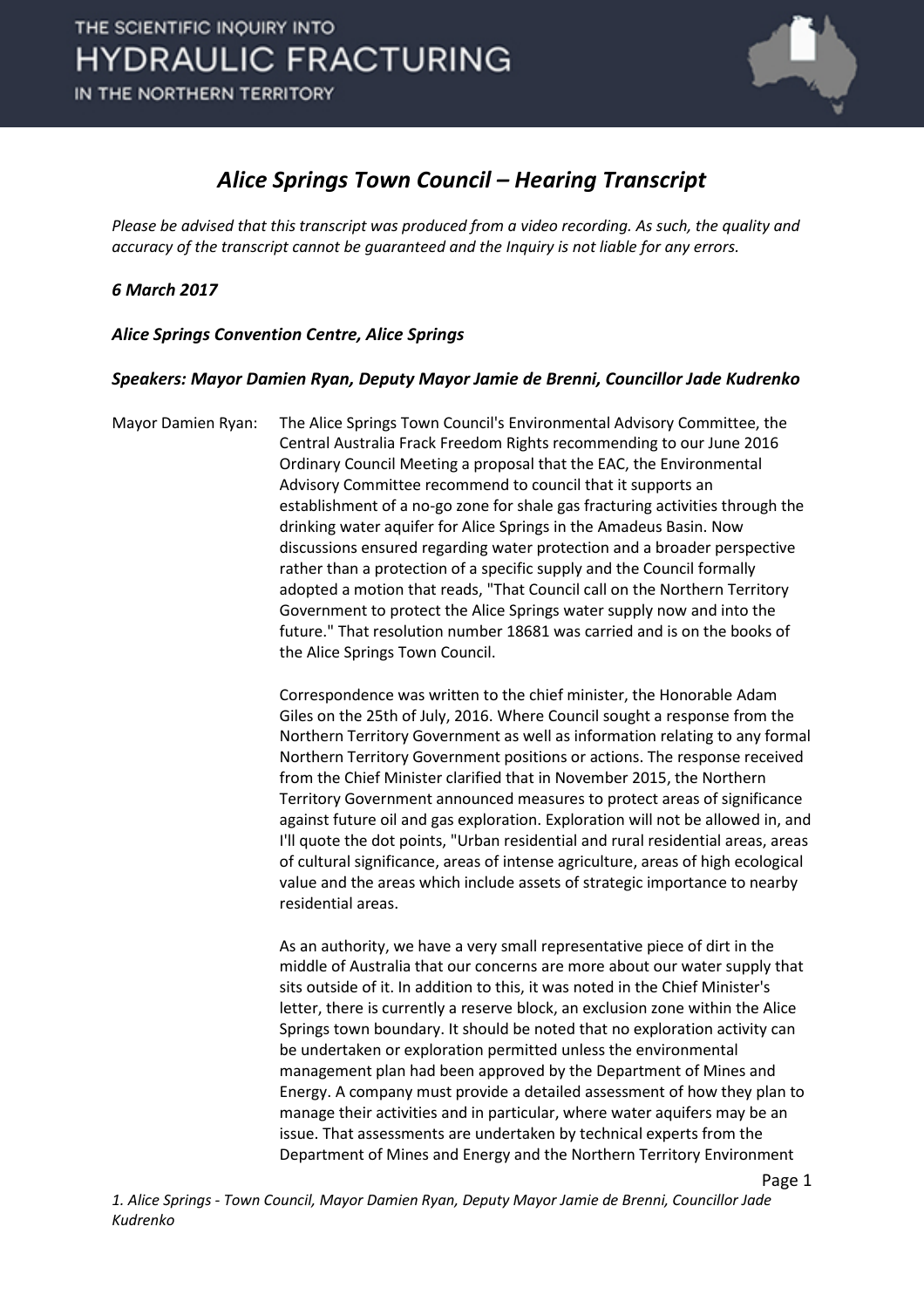# *Alice Springs Town Council – Hearing Transcript*

*Please be advised that this transcript was produced from a video recording. As such, the quality and accuracy of the transcript cannot be guaranteed and the Inquiry is not liable for any errors.*

***6 March 2017***

***Alice Springs Convention Centre, Alice Springs***

***Speakers: Mayor Damien Ryan, Deputy Mayor Jamie de Brenni, Councillor Jade Kudrenko***

Mayor Damien Ryan: The Alice Springs Town Council's Environmental Advisory Committee, the Central Australia Frack Freedom Rights recommending to our June 2016 Ordinary Council Meeting a proposal that the EAC, the Environmental Advisory Committee recommend to council that it supports an establishment of a no-go zone for shale gas fracturing activities through the drinking water aquifer for Alice Springs in the Amadeus Basin. Now discussions ensured regarding water protection and a broader perspective rather than a protection of a specific supply and the Council formally adopted a motion that reads, "That Council call on the Northern Territory Government to protect the Alice Springs water supply now and into the future." That resolution number 18681 was carried and is on the books of the Alice Springs Town Council.

Correspondence was written to the chief minister, the Honorable Adam Giles on the 25th of July, 2016. Where Council sought a response from the Northern Territory Government as well as information relating to any formal Northern Territory Government positions or actions. The response received from the Chief Minister clarified that in November 2015, the Northern Territory Government announced measures to protect areas of significance against future oil and gas exploration. Exploration will not be allowed in, and I'll quote the dot points, "Urban residential and rural residential areas, areas of cultural significance, areas of intense agriculture, areas of high ecological value and the areas which include assets of strategic importance to nearby residential areas.

As an authority, we have a very small representative piece of dirt in the middle of Australia that our concerns are more about our water supply that sits outside of it. In addition to this, it was noted in the Chief Minister's letter, there is currently a reserve block, an exclusion zone within the Alice Springs town boundary. It should be noted that no exploration activity can be undertaken or exploration permitted unless the environmental management plan had been approved by the Department of Mines and Energy. A company must provide a detailed assessment of how they plan to manage their activities and in particular, where water aquifers may be an issue. That assessments are undertaken by technical experts from the Department of Mines and Energy and the Northern Territory Environment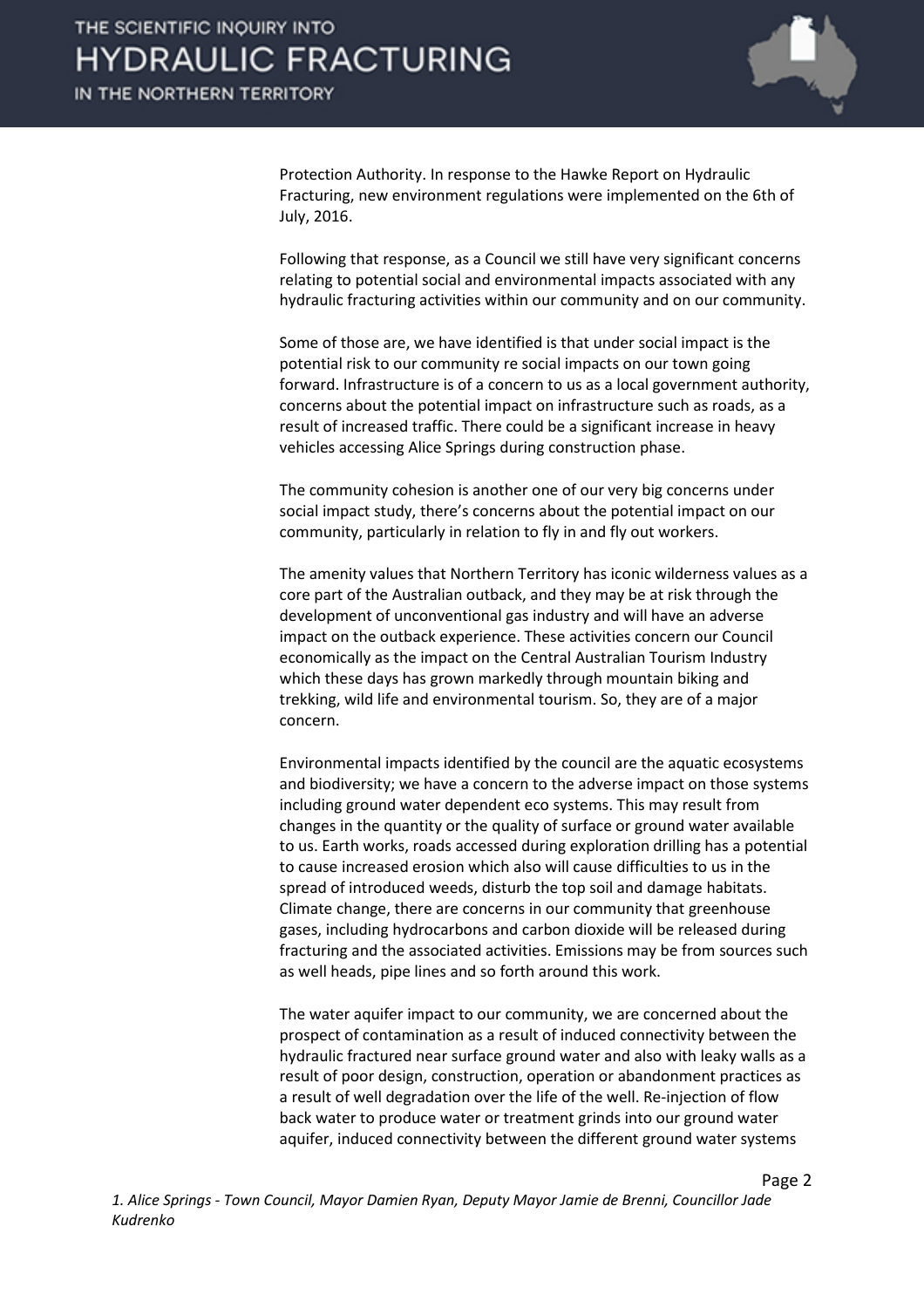Protection Authority. In response to the Hawke Report on Hydraulic Fracturing, new environment regulations were implemented on the 6th of July, 2016.

Following that response, as a Council we still have very significant concerns relating to potential social and environmental impacts associated with any hydraulic fracturing activities within our community and on our community.

Some of those are, we have identified is that under social impact is the potential risk to our community re social impacts on our town going forward. Infrastructure is of a concern to us as a local government authority, concerns about the potential impact on infrastructure such as roads, as a result of increased traffic. There could be a significant increase in heavy vehicles accessing Alice Springs during construction phase.

The community cohesion is another one of our very big concerns under social impact study, there's concerns about the potential impact on our community, particularly in relation to fly in and fly out workers.

The amenity values that Northern Territory has iconic wilderness values as a core part of the Australian outback, and they may be at risk through the development of unconventional gas industry and will have an adverse impact on the outback experience. These activities concern our Council economically as the impact on the Central Australian Tourism Industry which these days has grown markedly through mountain biking and trekking, wild life and environmental tourism. So, they are of a major concern.

Environmental impacts identified by the council are the aquatic ecosystems and biodiversity; we have a concern to the adverse impact on those systems including ground water dependent eco systems. This may result from changes in the quantity or the quality of surface or ground water available to us. Earth works, roads accessed during exploration drilling has a potential to cause increased erosion which also will cause difficulties to us in the spread of introduced weeds, disturb the top soil and damage habitats. Climate change, there are concerns in our community that greenhouse gases, including hydrocarbons and carbon dioxide will be released during fracturing and the associated activities. Emissions may be from sources such as well heads, pipe lines and so forth around this work.

The water aquifer impact to our community, we are concerned about the prospect of contamination as a result of induced connectivity between the hydraulic fractured near surface ground water and also with leaky walls as a result of poor design, construction, operation or abandonment practices as a result of well degradation over the life of the well. Re-injection of flow back water to produce water or treatment grinds into our ground water aquifer, induced connectivity between the different ground water systems

*1. Alice Springs - Town Council, Mayor Damien Ryan, Deputy Mayor Jamie de Brenni, Councillor Jade Kudrenko*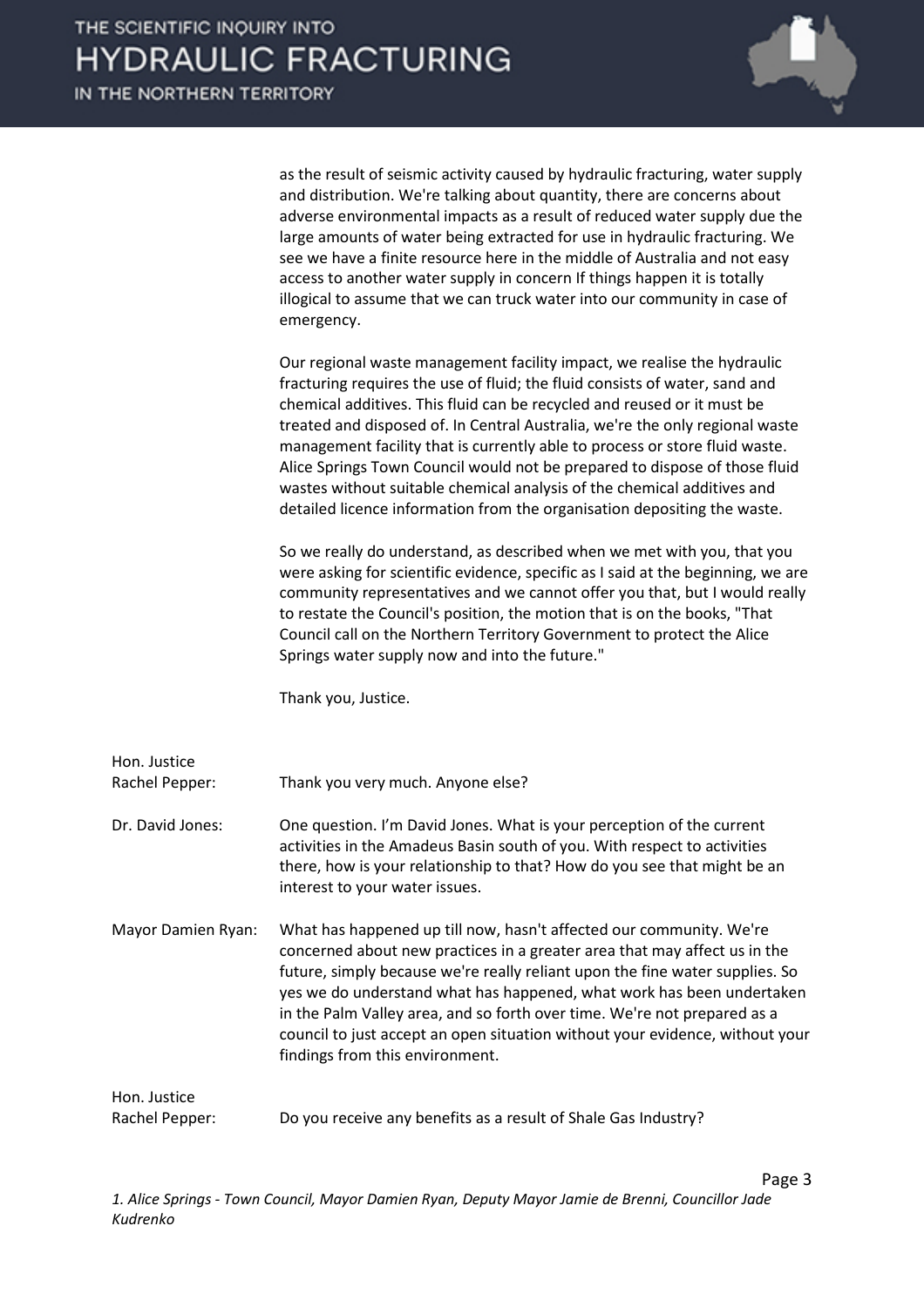as the result of seismic activity caused by hydraulic fracturing, water supply and distribution. We're talking about quantity, there are concerns about adverse environmental impacts as a result of reduced water supply due the large amounts of water being extracted for use in hydraulic fracturing. We see we have a finite resource here in the middle of Australia and not easy access to another water supply in concern If things happen it is totally illogical to assume that we can truck water into our community in case of emergency.

Our regional waste management facility impact, we realise the hydraulic fracturing requires the use of fluid; the fluid consists of water, sand and chemical additives. This fluid can be recycled and reused or it must be treated and disposed of. In Central Australia, we're the only regional waste management facility that is currently able to process or store fluid waste. Alice Springs Town Council would not be prepared to dispose of those fluid wastes without suitable chemical analysis of the chemical additives and detailed licence information from the organisation depositing the waste.

So we really do understand, as described when we met with you, that you were asking for scientific evidence, specific as I said at the beginning, we are community representatives and we cannot offer you that, but I would really to restate the Council's position, the motion that is on the books, "That Council call on the Northern Territory Government to protect the Alice Springs water supply now and into the future."

Thank you, Justice.

**Hon. Justice Rachel Pepper:** Thank you very much. Anyone else?

**Dr. David Jones:** One question. I'm David Jones. What is your perception of the current activities in the Amadeus Basin south of you. With respect to activities there, how is your relationship to that? How do you see that might be an interest to your water issues.

**Mayor Damien Ryan:** What has happened up till now, hasn't affected our community. We're concerned about new practices in a greater area that may affect us in the future, simply because we're really reliant upon the fine water supplies. So yes we do understand what has happened, what work has been undertaken in the Palm Valley area, and so forth over time. We're not prepared as a council to just accept an open situation without your evidence, without your findings from this environment.

**Hon. Justice Rachel Pepper:** Do you receive any benefits as a result of Shale Gas Industry?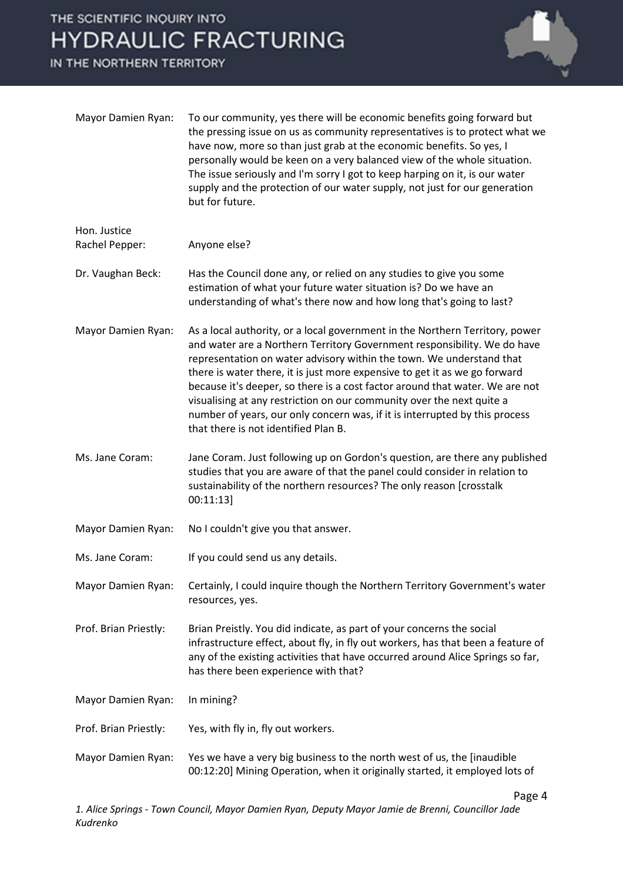**Mayor Damien Ryan:** To our community, yes there will be economic benefits going forward but the pressing issue on us as community representatives is to protect what we have now, more so than just grab at the economic benefits. So yes, I personally would be keen on a very balanced view of the whole situation. The issue seriously and I'm sorry I got to keep harping on it, is our water supply and the protection of our water supply, not just for our generation but for future.

**Hon. Justice Rachel Pepper:** Anyone else?

**Dr. Vaughan Beck:** Has the Council done any, or relied on any studies to give you some estimation of what your future water situation is? Do we have an understanding of what's there now and how long that's going to last?

**Mayor Damien Ryan:** As a local authority, or a local government in the Northern Territory, power and water are a Northern Territory Government responsibility. We do have representation on water advisory within the town. We understand that there is water there, it is just more expensive to get it as we go forward because it's deeper, so there is a cost factor around that water. We are not visualising at any restriction on our community over the next quite a number of years, our only concern was, if it is interrupted by this process that there is not identified Plan B.

**Ms. Jane Coram:** Jane Coram. Just following up on Gordon's question, are there any published studies that you are aware of that the panel could consider in relation to sustainability of the northern resources? The only reason [crosstalk 00:11:13]

**Mayor Damien Ryan:** No I couldn't give you that answer.

**Ms. Jane Coram:** If you could send us any details.

**Mayor Damien Ryan:** Certainly, I could inquire though the Northern Territory Government's water resources, yes.

**Prof. Brian Priestly:** Brian Preistly. You did indicate, as part of your concerns the social infrastructure effect, about fly, in fly out workers, has that been a feature of any of the existing activities that have occurred around Alice Springs so far, has there been experience with that?

**Mayor Damien Ryan:** In mining?

**Prof. Brian Priestly:** Yes, with fly in, fly out workers.

**Mayor Damien Ryan:** Yes we have a very big business to the north west of us, the [inaudible 00:12:20] Mining Operation, when it originally started, it employed lots of

*1. Alice Springs - Town Council, Mayor Damien Ryan, Deputy Mayor Jamie de Brenni, Councillor Jade Kudrenko*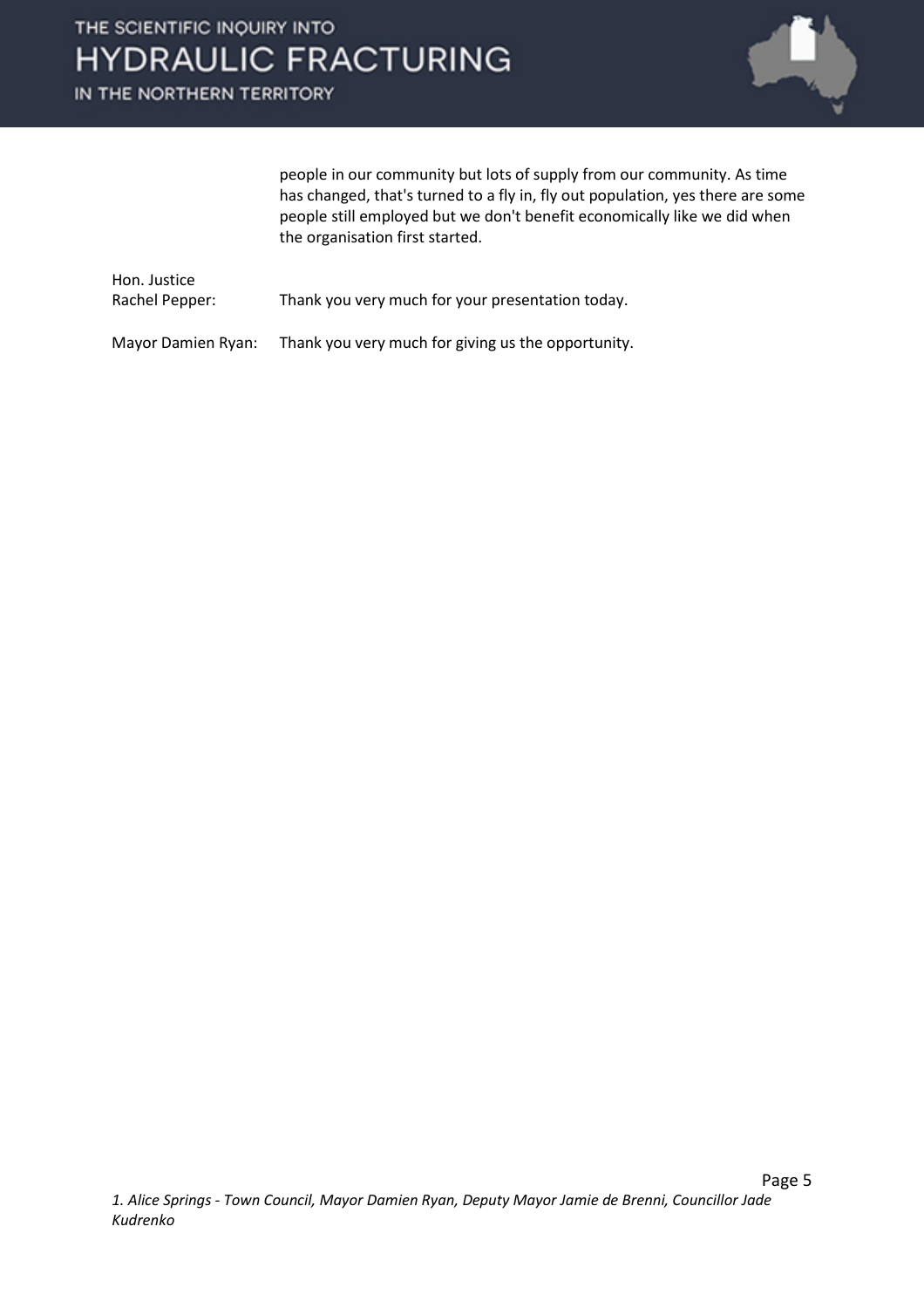people in our community but lots of supply from our community. As time has changed, that's turned to a fly in, fly out population, yes there are some people still employed but we don't benefit economically like we did when the organisation first started.

Hon. Justice Rachel Pepper: Thank you very much for your presentation today.

Mayor Damien Ryan: Thank you very much for giving us the opportunity.